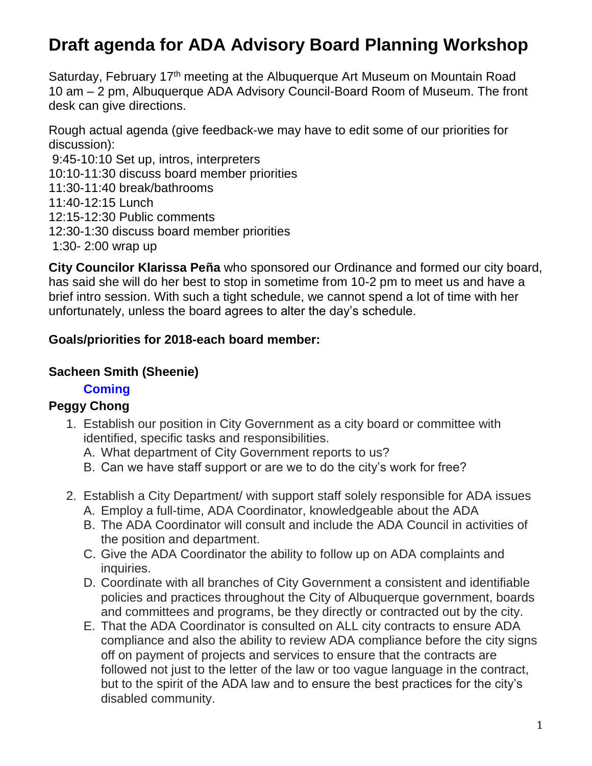# Draft agenda for ADA Advisory Board Planning Workshop

Saturday, February 17th meeting at the Albuquerque Art Museum on Mountain Road 10 am – 2 pm, Albuquerque ADA Advisory Council-Board Room of Museum. The front desk can give directions.

Rough actual agenda (give feedback-we may have to edit some of our priorities for discussion):

9:45-10:10 Set up, intros, interpreters
10:10-11:30 discuss board member priorities
11:30-11:40 break/bathrooms
11:40-12:15 Lunch
12:15-12:30 Public comments
12:30-1:30 discuss board member priorities
1:30- 2:00 wrap up

**City Councilor Klarissa Peña** who sponsored our Ordinance and formed our city board, has said she will do her best to stop in sometime from 10-2 pm to meet us and have a brief intro session. With such a tight schedule, we cannot spend a lot of time with her unfortunately, unless the board agrees to alter the day's schedule.

**Goals/priorities for 2018-each board member:**

**Sacheen Smith (Sheenie)**

**Coming**

**Peggy Chong**

1. Establish our position in City Government as a city board or committee with identified, specific tasks and responsibilities.
   A. What department of City Government reports to us?
   B. Can we have staff support or are we to do the city's work for free?

2. Establish a City Department/ with support staff solely responsible for ADA issues
   A. Employ a full-time, ADA Coordinator, knowledgeable about the ADA
   B. The ADA Coordinator will consult and include the ADA Council in activities of the position and department.
   C. Give the ADA Coordinator the ability to follow up on ADA complaints and inquiries.
   D. Coordinate with all branches of City Government a consistent and identifiable policies and practices throughout the City of Albuquerque government, boards and committees and programs, be they directly or contracted out by the city.
   E. That the ADA Coordinator is consulted on ALL city contracts to ensure ADA compliance and also the ability to review ADA compliance before the city signs off on payment of projects and services to ensure that the contracts are followed not just to the letter of the law or too vague language in the contract, but to the spirit of the ADA law and to ensure the best practices for the city's disabled community.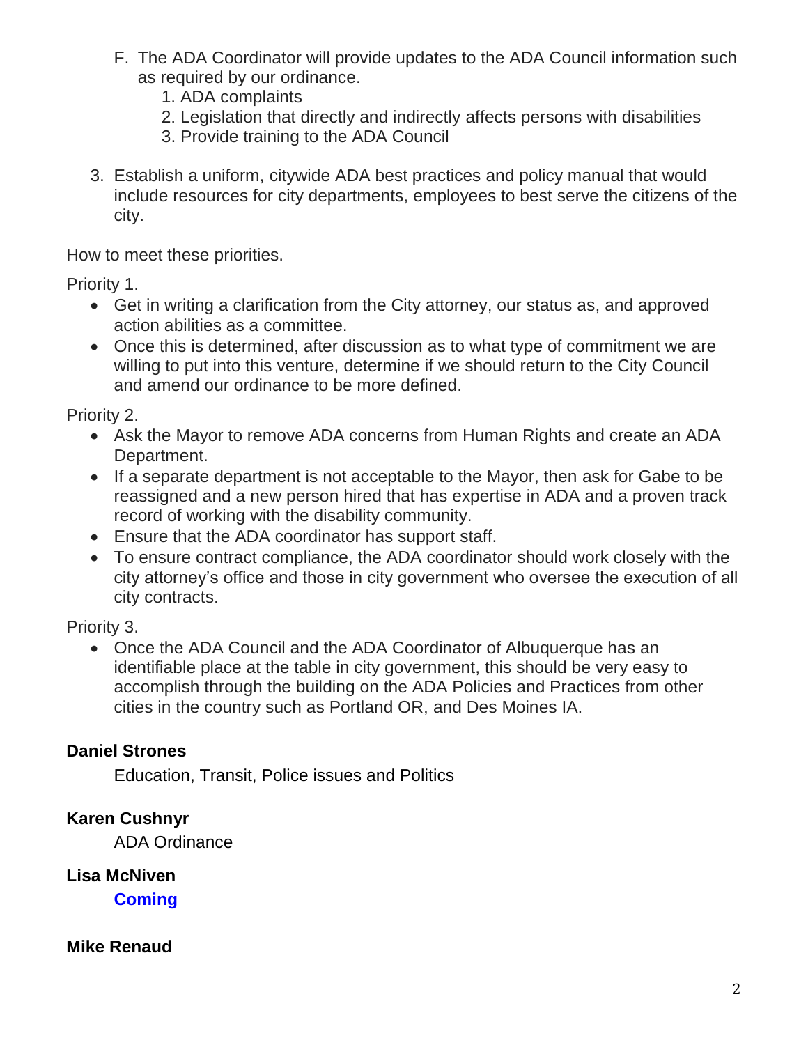F. The ADA Coordinator will provide updates to the ADA Council information such as required by our ordinance.
   1. ADA complaints
   2. Legislation that directly and indirectly affects persons with disabilities
   3. Provide training to the ADA Council

3. Establish a uniform, citywide ADA best practices and policy manual that would include resources for city departments, employees to best serve the citizens of the city.

How to meet these priorities.

Priority 1.

- Get in writing a clarification from the City attorney, our status as, and approved action abilities as a committee.
- Once this is determined, after discussion as to what type of commitment we are willing to put into this venture, determine if we should return to the City Council and amend our ordinance to be more defined.

Priority 2.

- Ask the Mayor to remove ADA concerns from Human Rights and create an ADA Department.
- If a separate department is not acceptable to the Mayor, then ask for Gabe to be reassigned and a new person hired that has expertise in ADA and a proven track record of working with the disability community.
- Ensure that the ADA coordinator has support staff.
- To ensure contract compliance, the ADA coordinator should work closely with the city attorney's office and those in city government who oversee the execution of all city contracts.

Priority 3.

- Once the ADA Council and the ADA Coordinator of Albuquerque has an identifiable place at the table in city government, this should be very easy to accomplish through the building on the ADA Policies and Practices from other cities in the country such as Portland OR, and Des Moines IA.

**Daniel Strones**

Education, Transit, Police issues and Politics

**Karen Cushnyr**

ADA Ordinance

**Lisa McNiven**

**Coming**

**Mike Renaud**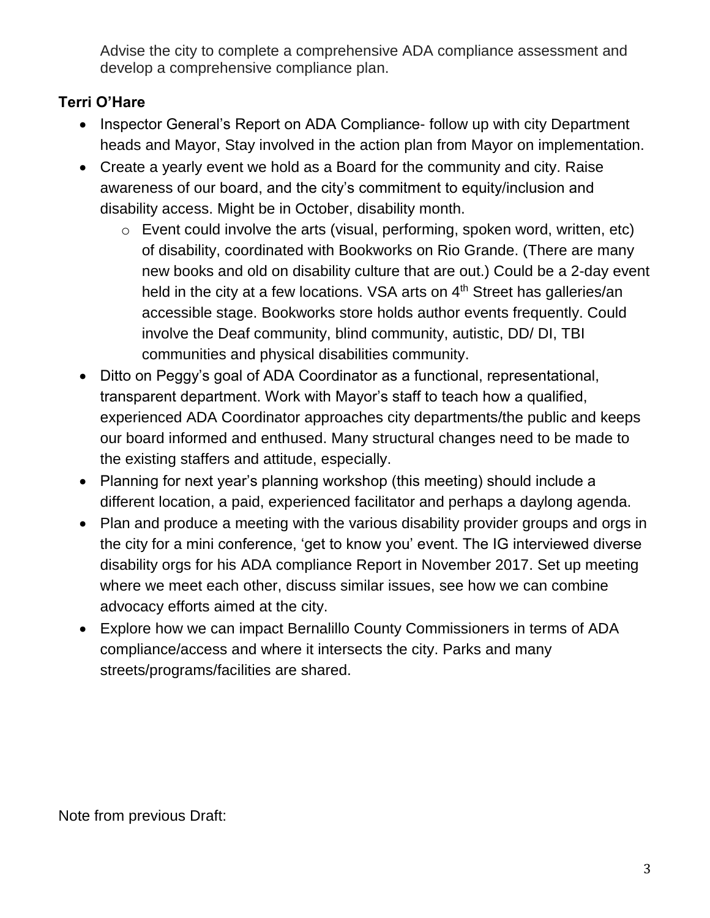Advise the city to complete a comprehensive ADA compliance assessment and develop a comprehensive compliance plan.

**Terri O'Hare**

- Inspector General's Report on ADA Compliance- follow up with city Department heads and Mayor, Stay involved in the action plan from Mayor on implementation.
- Create a yearly event we hold as a Board for the community and city. Raise awareness of our board, and the city's commitment to equity/inclusion and disability access. Might be in October, disability month.
  - Event could involve the arts (visual, performing, spoken word, written, etc) of disability, coordinated with Bookworks on Rio Grande. (There are many new books and old on disability culture that are out.) Could be a 2-day event held in the city at a few locations. VSA arts on 4th Street has galleries/an accessible stage. Bookworks store holds author events frequently. Could involve the Deaf community, blind community, autistic, DD/ DI, TBI communities and physical disabilities community.
- Ditto on Peggy's goal of ADA Coordinator as a functional, representational, transparent department. Work with Mayor's staff to teach how a qualified, experienced ADA Coordinator approaches city departments/the public and keeps our board informed and enthused. Many structural changes need to be made to the existing staffers and attitude, especially.
- Planning for next year's planning workshop (this meeting) should include a different location, a paid, experienced facilitator and perhaps a daylong agenda.
- Plan and produce a meeting with the various disability provider groups and orgs in the city for a mini conference, 'get to know you' event. The IG interviewed diverse disability orgs for his ADA compliance Report in November 2017. Set up meeting where we meet each other, discuss similar issues, see how we can combine advocacy efforts aimed at the city.
- Explore how we can impact Bernalillo County Commissioners in terms of ADA compliance/access and where it intersects the city. Parks and many streets/programs/facilities are shared.

Note from previous Draft: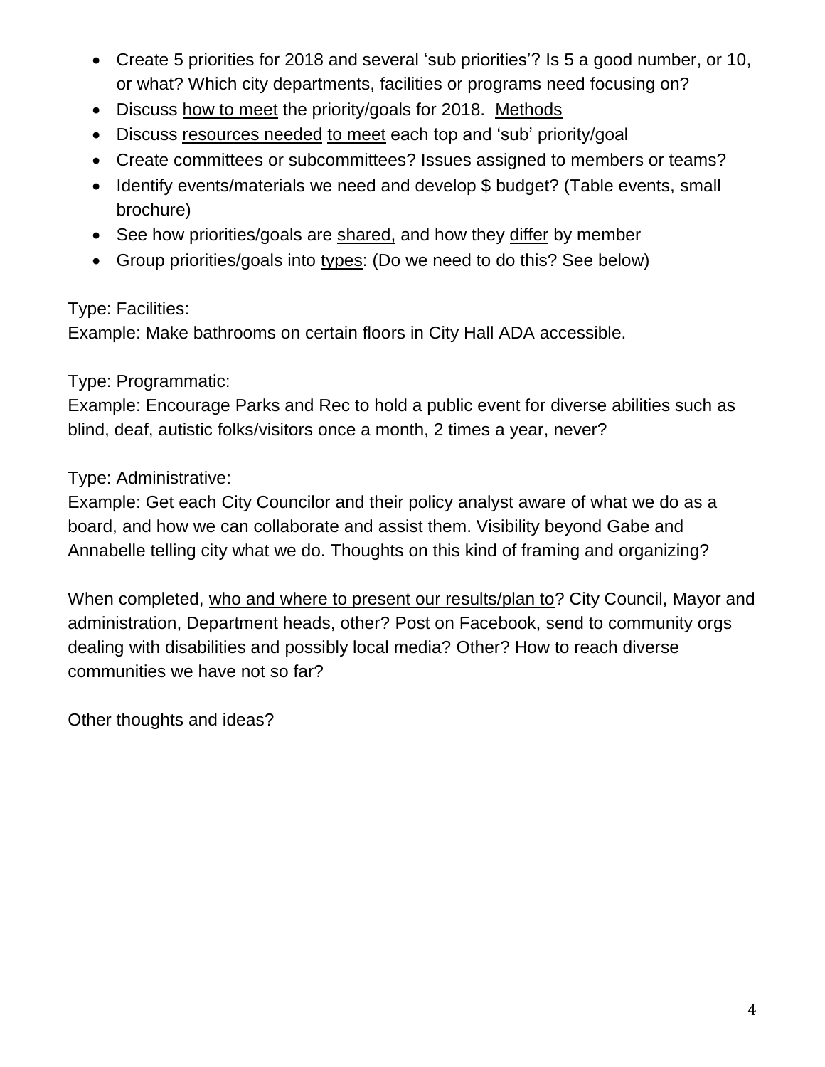- Create 5 priorities for 2018 and several 'sub priorities'? Is 5 a good number, or 10, or what? Which city departments, facilities or programs need focusing on?
- Discuss how to meet the priority/goals for 2018. Methods
- Discuss resources needed to meet each top and 'sub' priority/goal
- Create committees or subcommittees? Issues assigned to members or teams?
- Identify events/materials we need and develop $ budget? (Table events, small brochure)
- See how priorities/goals are shared, and how they differ by member
- Group priorities/goals into types: (Do we need to do this? See below)

Type: Facilities:
Example: Make bathrooms on certain floors in City Hall ADA accessible.

Type: Programmatic:
Example: Encourage Parks and Rec to hold a public event for diverse abilities such as blind, deaf, autistic folks/visitors once a month, 2 times a year, never?

Type: Administrative:
Example: Get each City Councilor and their policy analyst aware of what we do as a board, and how we can collaborate and assist them. Visibility beyond Gabe and Annabelle telling city what we do. Thoughts on this kind of framing and organizing?

When completed, who and where to present our results/plan to? City Council, Mayor and administration, Department heads, other? Post on Facebook, send to community orgs dealing with disabilities and possibly local media? Other? How to reach diverse communities we have not so far?

Other thoughts and ideas?